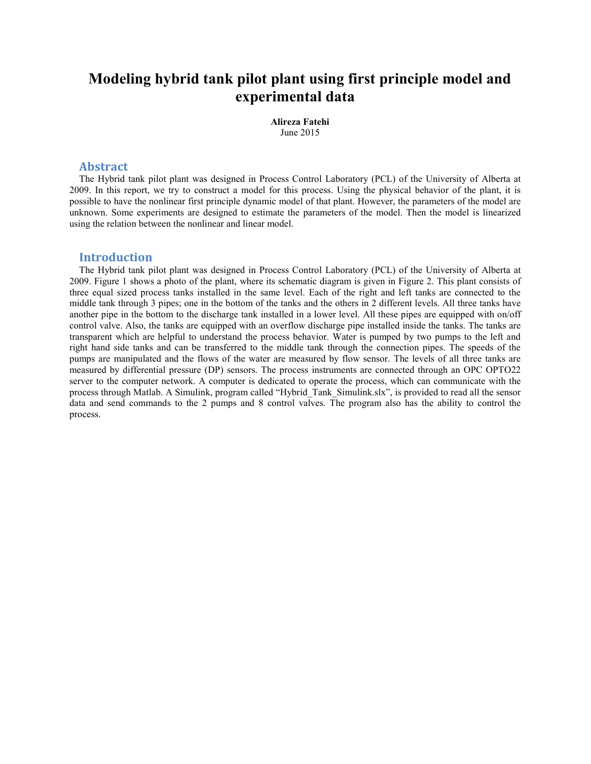# Modeling hybrid tank pilot plant using first principle model and experimental data

**Alireza Fatehi**
June 2015

## Abstract

The Hybrid tank pilot plant was designed in Process Control Laboratory (PCL) of the University of Alberta at 2009. In this report, we try to construct a model for this process. Using the physical behavior of the plant, it is possible to have the nonlinear first principle dynamic model of that plant. However, the parameters of the model are unknown. Some experiments are designed to estimate the parameters of the model. Then the model is linearized using the relation between the nonlinear and linear model.

## Introduction

The Hybrid tank pilot plant was designed in Process Control Laboratory (PCL) of the University of Alberta at 2009. Figure 1 shows a photo of the plant, where its schematic diagram is given in Figure 2. This plant consists of three equal sized process tanks installed in the same level. Each of the right and left tanks are connected to the middle tank through 3 pipes; one in the bottom of the tanks and the others in 2 different levels. All three tanks have another pipe in the bottom to the discharge tank installed in a lower level. All these pipes are equipped with on/off control valve. Also, the tanks are equipped with an overflow discharge pipe installed inside the tanks. The tanks are transparent which are helpful to understand the process behavior. Water is pumped by two pumps to the left and right hand side tanks and can be transferred to the middle tank through the connection pipes. The speeds of the pumps are manipulated and the flows of the water are measured by flow sensor. The levels of all three tanks are measured by differential pressure (DP) sensors. The process instruments are connected through an OPC OPTO22 server to the computer network. A computer is dedicated to operate the process, which can communicate with the process through Matlab. A Simulink, program called "Hybrid_Tank_Simulink.slx", is provided to read all the sensor data and send commands to the 2 pumps and 8 control valves. The program also has the ability to control the process.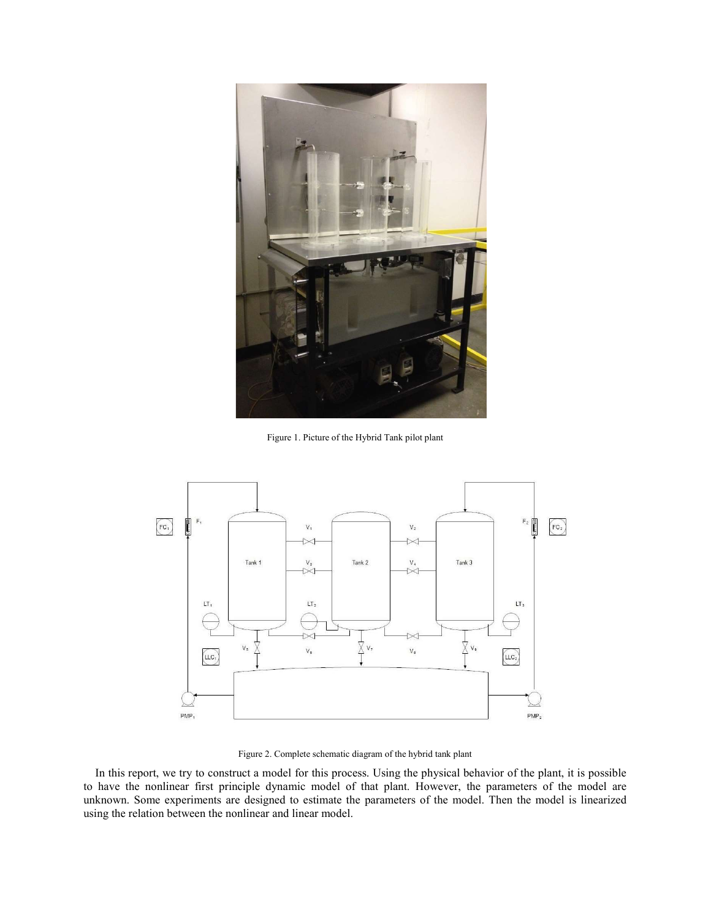Figure 1. Picture of the Hybrid Tank pilot plant

Figure 2. Complete schematic diagram of the hybrid tank plant

In this report, we try to construct a model for this process. Using the physical behavior of the plant, it is possible to have the nonlinear first principle dynamic model of that plant. However, the parameters of the model are unknown. Some experiments are designed to estimate the parameters of the model. Then the model is linearized using the relation between the nonlinear and linear model.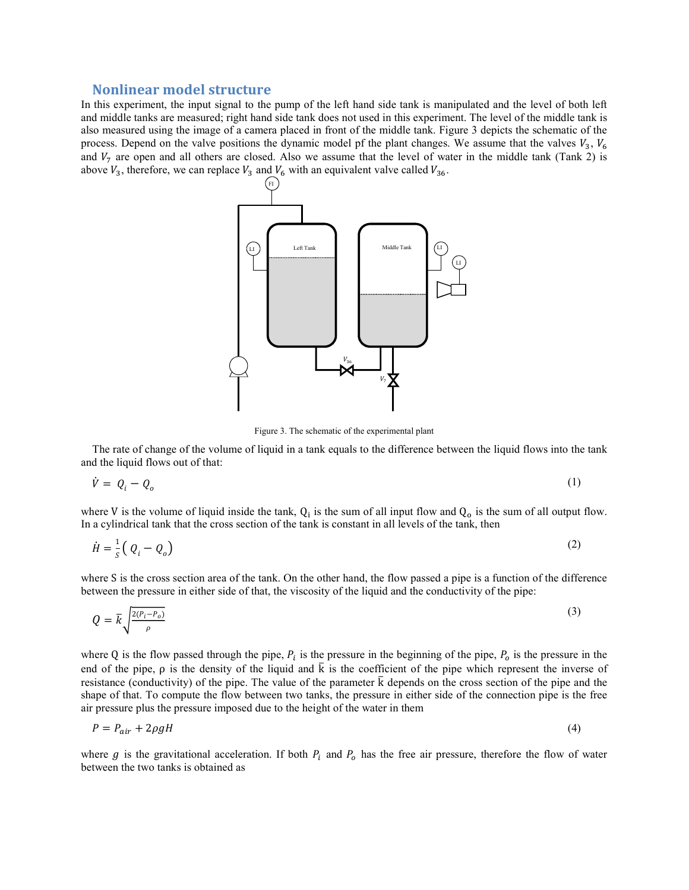## Nonlinear model structure

In this experiment, the input signal to the pump of the left hand side tank is manipulated and the level of both left and middle tanks are measured; right hand side tank does not used in this experiment. The level of the middle tank is also measured using the image of a camera placed in front of the middle tank. Figure 3 depicts the schematic of the process. Depend on the valve positions the dynamic model pf the plant changes. We assume that the valves $V_3$, $V_6$ and $V_7$ are open and all others are closed. Also we assume that the level of water in the middle tank (Tank 2) is above $V_3$, therefore, we can replace $V_3$ and $V_6$ with an equivalent valve called $V_{36}$.

Figure 3. The schematic of the experimental plant

The rate of change of the volume of liquid in a tank equals to the difference between the liquid flows into the tank and the liquid flows out of that:

$$\dot{V} = Q_i - Q_o \tag{1}$$

where V is the volume of liquid inside the tank, $Q_i$ is the sum of all input flow and $Q_o$ is the sum of all output flow. In a cylindrical tank that the cross section of the tank is constant in all levels of the tank, then

$$\dot{H} = \frac{1}{S}\left( Q_i - Q_o \right) \tag{2}$$

where S is the cross section area of the tank. On the other hand, the flow passed a pipe is a function of the difference between the pressure in either side of that, the viscosity of the liquid and the conductivity of the pipe:

$$Q = \bar{k}\sqrt{\frac{2(P_i - P_o)}{\rho}} \tag{3}$$

where Q is the flow passed through the pipe, $P_i$ is the pressure in the beginning of the pipe, $P_o$ is the pressure in the end of the pipe, ρ is the density of the liquid and $\bar{k}$ is the coefficient of the pipe which represent the inverse of resistance (conductivity) of the pipe. The value of the parameter $\bar{k}$ depends on the cross section of the pipe and the shape of that. To compute the flow between two tanks, the pressure in either side of the connection pipe is the free air pressure plus the pressure imposed due to the height of the water in them

$$P = P_{air} + 2\rho g H \tag{4}$$

where $g$ is the gravitational acceleration. If both $P_i$ and $P_o$ has the free air pressure, therefore the flow of water between the two tanks is obtained as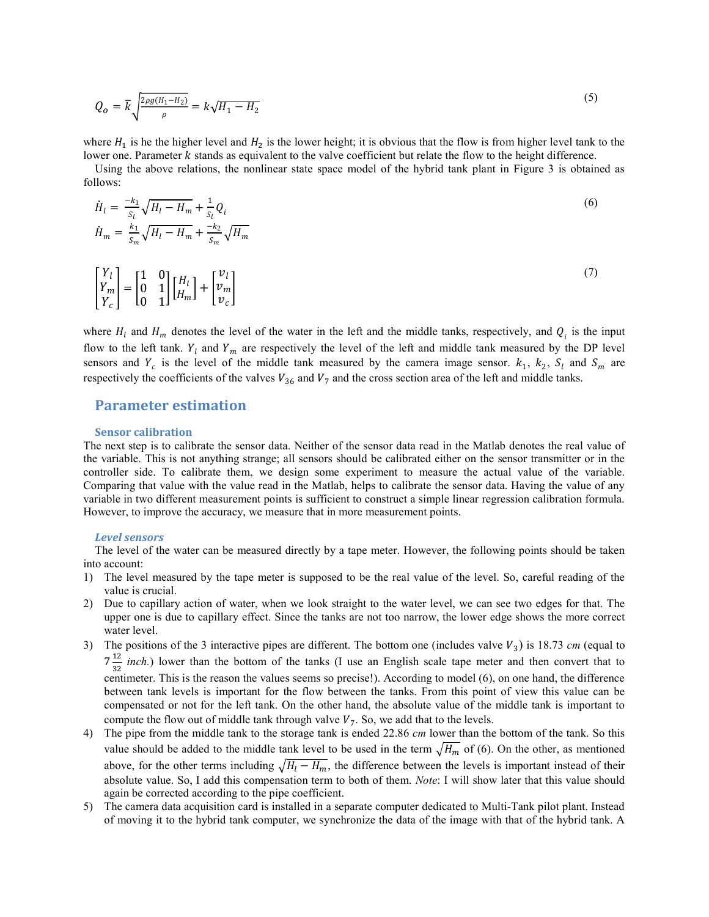$$Q_o = \bar{k}\sqrt{\frac{2\rho g(H_1 - H_2)}{\rho}} = k\sqrt{H_1 - H_2} \tag{5}$$

where $H_1$ is he the higher level and $H_2$ is the lower height; it is obvious that the flow is from higher level tank to the lower one. Parameter $k$ stands as equivalent to the valve coefficient but relate the flow to the height difference.

Using the above relations, the nonlinear state space model of the hybrid tank plant in Figure 3 is obtained as follows:

$$\begin{aligned}\dot{H}_l &= \frac{-k_1}{S_l}\sqrt{H_l - H_m} + \frac{1}{S_l}Q_i \\ \dot{H}_m &= \frac{k_1}{S_m}\sqrt{H_l - H_m} + \frac{-k_2}{S_m}\sqrt{H_m}\end{aligned} \tag{6}$$

$$\begin{bmatrix} Y_l \\ Y_m \\ Y_c \end{bmatrix} = \begin{bmatrix} 1 & 0 \\ 0 & 1 \\ 0 & 1 \end{bmatrix}\begin{bmatrix} H_l \\ H_m \end{bmatrix} + \begin{bmatrix} v_l \\ v_m \\ v_c \end{bmatrix} \tag{7}$$

where $H_l$ and $H_m$ denotes the level of the water in the left and the middle tanks, respectively, and $Q_i$ is the input flow to the left tank. $Y_l$ and $Y_m$ are respectively the level of the left and middle tank measured by the DP level sensors and $Y_c$ is the level of the middle tank measured by the camera image sensor. $k_1$, $k_2$, $S_l$ and $S_m$ are respectively the coefficients of the valves $V_{36}$ and $V_7$ and the cross section area of the left and middle tanks.

## Parameter estimation

### Sensor calibration

The next step is to calibrate the sensor data. Neither of the sensor data read in the Matlab denotes the real value of the variable. This is not anything strange; all sensors should be calibrated either on the sensor transmitter or in the controller side. To calibrate them, we design some experiment to measure the actual value of the variable. Comparing that value with the value read in the Matlab, helps to calibrate the sensor data. Having the value of any variable in two different measurement points is sufficient to construct a simple linear regression calibration formula. However, to improve the accuracy, we measure that in more measurement points.

#### *Level sensors*

The level of the water can be measured directly by a tape meter. However, the following points should be taken into account:

1) The level measured by the tape meter is supposed to be the real value of the level. So, careful reading of the value is crucial.
2) Due to capillary action of water, when we look straight to the water level, we can see two edges for that. The upper one is due to capillary effect. Since the tanks are not too narrow, the lower edge shows the more correct water level.
3) The positions of the 3 interactive pipes are different. The bottom one (includes valve $V_3$) is 18.73 *cm* (equal to $7\frac{12}{32}$ *inch.*) lower than the bottom of the tanks (I use an English scale tape meter and then convert that to centimeter. This is the reason the values seems so precise!). According to model (6), on one hand, the difference between tank levels is important for the flow between the tanks. From this point of view this value can be compensated or not for the left tank. On the other hand, the absolute value of the middle tank is important to compute the flow out of middle tank through valve $V_7$. So, we add that to the levels.
4) The pipe from the middle tank to the storage tank is ended 22.86 *cm* lower than the bottom of the tank. So this value should be added to the middle tank level to be used in the term $\sqrt{H_m}$ of (6). On the other, as mentioned above, for the other terms including $\sqrt{H_l - H_m}$, the difference between the levels is important instead of their absolute value. So, I add this compensation term to both of them. *Note*: I will show later that this value should again be corrected according to the pipe coefficient.
5) The camera data acquisition card is installed in a separate computer dedicated to Multi-Tank pilot plant. Instead of moving it to the hybrid tank computer, we synchronize the data of the image with that of the hybrid tank. A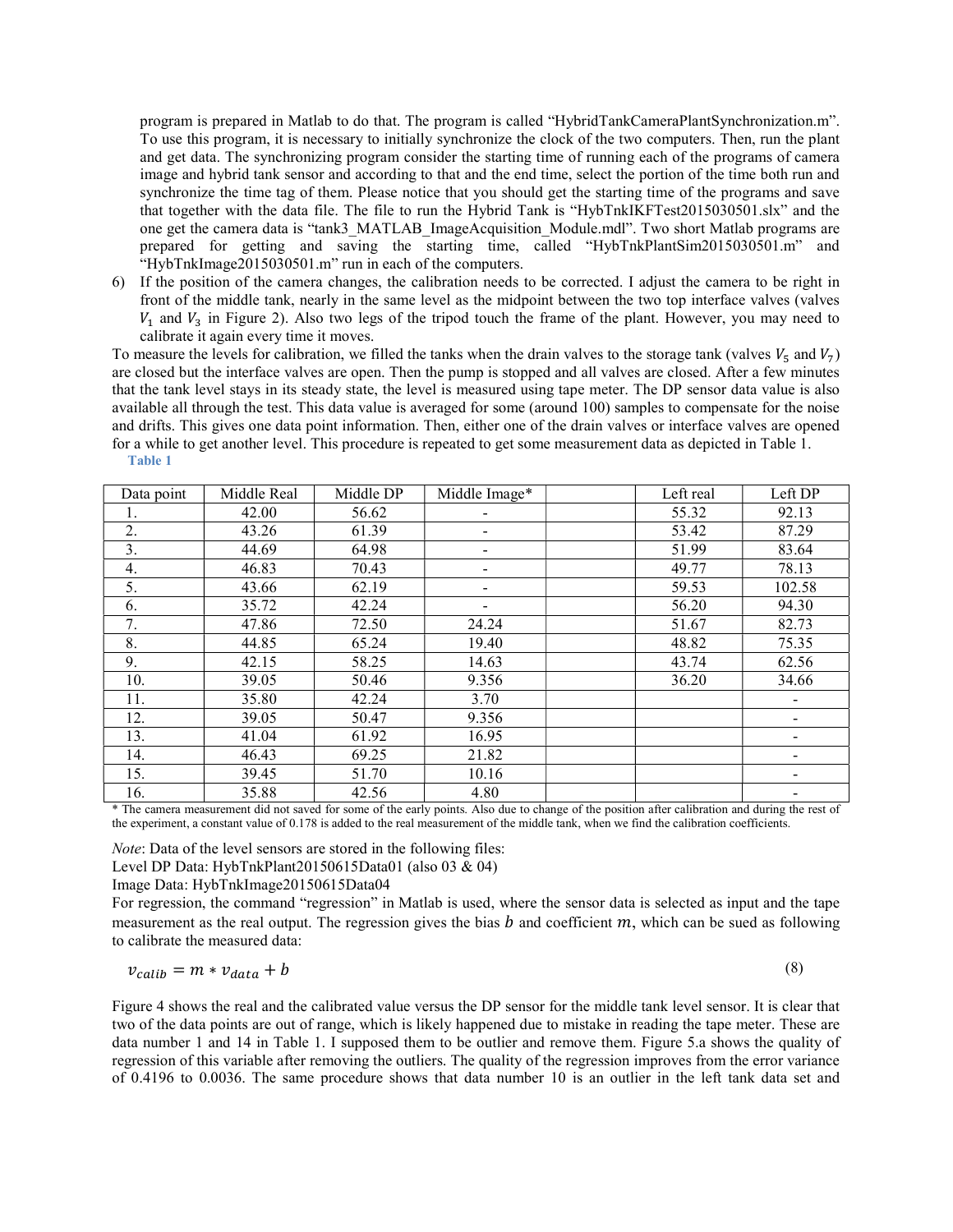program is prepared in Matlab to do that. The program is called "HybridTankCameraPlantSynchronization.m". To use this program, it is necessary to initially synchronize the clock of the two computers. Then, run the plant and get data. The synchronizing program consider the starting time of running each of the programs of camera image and hybrid tank sensor and according to that and the end time, select the portion of the time both run and synchronize the time tag of them. Please notice that you should get the starting time of the programs and save that together with the data file. The file to run the Hybrid Tank is "HybTnkIKFTest2015030501.slx" and the one get the camera data is "tank3_MATLAB_ImageAcquisition_Module.mdl". Two short Matlab programs are prepared for getting and saving the starting time, called "HybTnkPlantSim2015030501.m" and "HybTnkImage2015030501.m" run in each of the computers.

6) If the position of the camera changes, the calibration needs to be corrected. I adjust the camera to be right in front of the middle tank, nearly in the same level as the midpoint between the two top interface valves (valves $V_1$ and $V_3$ in Figure 2). Also two legs of the tripod touch the frame of the plant. However, you may need to calibrate it again every time it moves.

To measure the levels for calibration, we filled the tanks when the drain valves to the storage tank (valves $V_5$ and $V_7$) are closed but the interface valves are open. Then the pump is stopped and all valves are closed. After a few minutes that the tank level stays in its steady state, the level is measured using tape meter. The DP sensor data value is also available all through the test. This data value is averaged for some (around 100) samples to compensate for the noise and drifts. This gives one data point information. Then, either one of the drain valves or interface valves are opened for a while to get another level. This procedure is repeated to get some measurement data as depicted in Table 1.

**Table 1**

| Data point | Middle Real | Middle DP | Middle Image* | | Left real | Left DP |
|---|---|---|---|---|---|---|
| 1. | 42.00 | 56.62 | - | | 55.32 | 92.13 |
| 2. | 43.26 | 61.39 | - | | 53.42 | 87.29 |
| 3. | 44.69 | 64.98 | - | | 51.99 | 83.64 |
| 4. | 46.83 | 70.43 | - | | 49.77 | 78.13 |
| 5. | 43.66 | 62.19 | - | | 59.53 | 102.58 |
| 6. | 35.72 | 42.24 | - | | 56.20 | 94.30 |
| 7. | 47.86 | 72.50 | 24.24 | | 51.67 | 82.73 |
| 8. | 44.85 | 65.24 | 19.40 | | 48.82 | 75.35 |
| 9. | 42.15 | 58.25 | 14.63 | | 43.74 | 62.56 |
| 10. | 39.05 | 50.46 | 9.356 | | 36.20 | 34.66 |
| 11. | 35.80 | 42.24 | 3.70 | | | - |
| 12. | 39.05 | 50.47 | 9.356 | | | - |
| 13. | 41.04 | 61.92 | 16.95 | | | - |
| 14. | 46.43 | 69.25 | 21.82 | | | - |
| 15. | 39.45 | 51.70 | 10.16 | | | - |
| 16. | 35.88 | 42.56 | 4.80 | | | - |

\* The camera measurement did not saved for some of the early points. Also due to change of the position after calibration and during the rest of the experiment, a constant value of 0.178 is added to the real measurement of the middle tank, when we find the calibration coefficients.

*Note*: Data of the level sensors are stored in the following files:
Level DP Data: HybTnkPlant20150615Data01 (also 03 & 04)
Image Data: HybTnkImage20150615Data04

For regression, the command "regression" in Matlab is used, where the sensor data is selected as input and the tape measurement as the real output. The regression gives the bias $b$ and coefficient $m$, which can be sued as following to calibrate the measured data:

$$v_{calib} = m * v_{data} + b \tag{8}$$

Figure 4 shows the real and the calibrated value versus the DP sensor for the middle tank level sensor. It is clear that two of the data points are out of range, which is likely happened due to mistake in reading the tape meter. These are data number 1 and 14 in Table 1. I supposed them to be outlier and remove them. Figure 5.a shows the quality of regression of this variable after removing the outliers. The quality of the regression improves from the error variance of 0.4196 to 0.0036. The same procedure shows that data number 10 is an outlier in the left tank data set and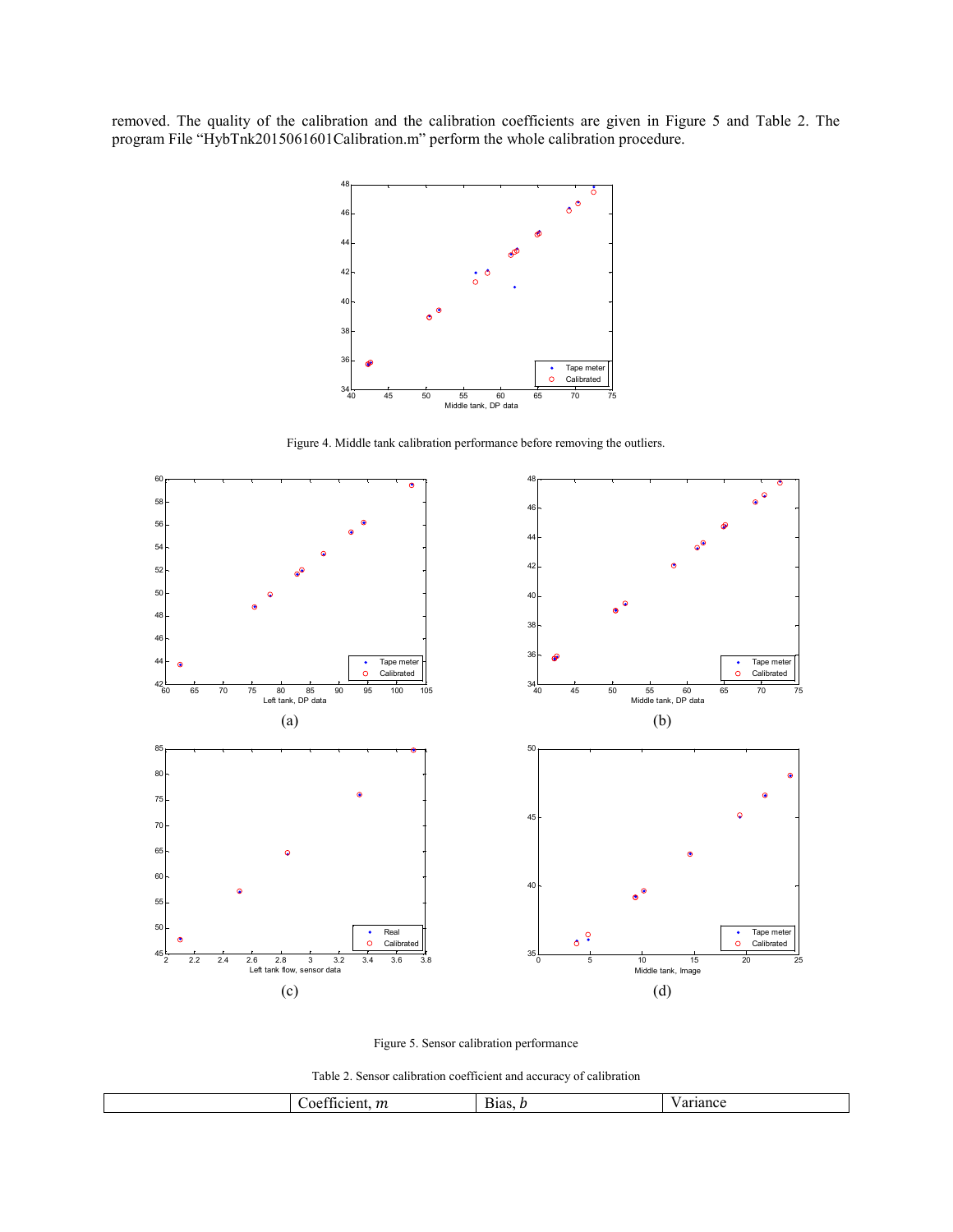removed. The quality of the calibration and the calibration coefficients are given in Figure 5 and Table 2. The program File "HybTnk2015061601Calibration.m" perform the whole calibration procedure.

Figure 4. Middle tank calibration performance before removing the outliers.

(a)

(b)

(c)

(d)

Figure 5. Sensor calibration performance

Table 2. Sensor calibration coefficient and accuracy of calibration

| | Coefficient, $m$ | Bias, $b$ | Variance |
|---|---|---|---|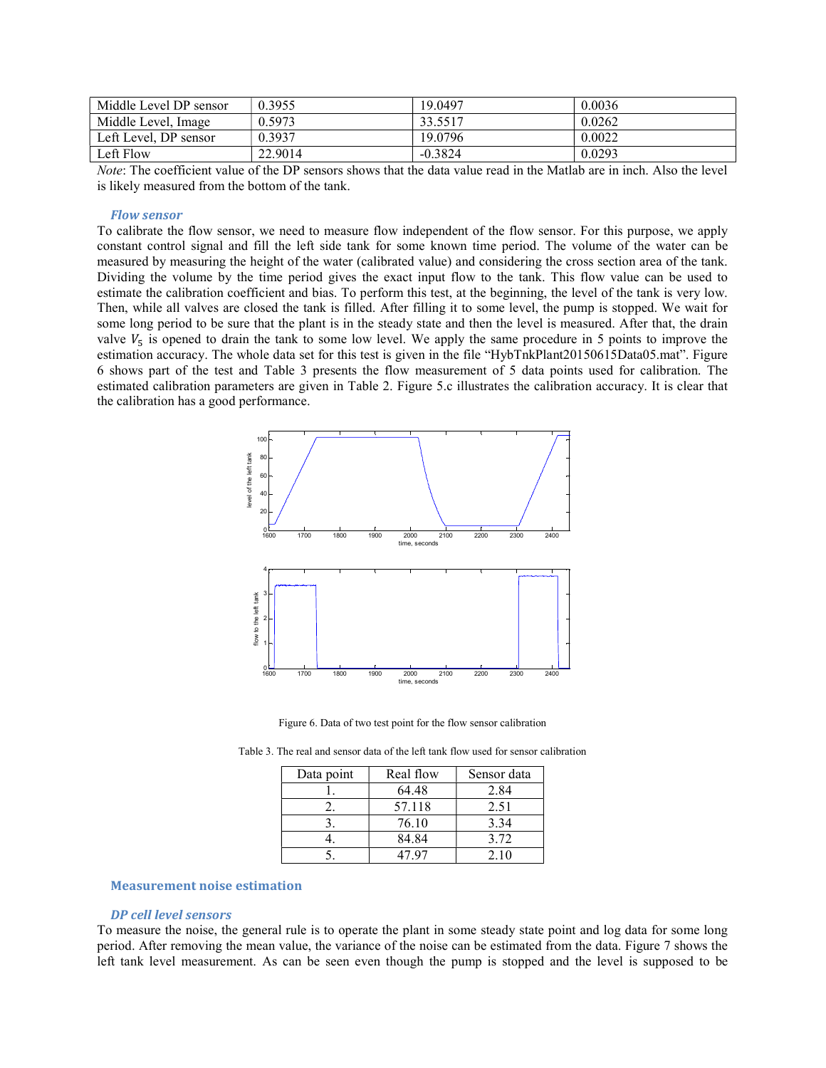| Middle Level DP sensor | 0.3955 | 19.0497 | 0.0036 |
|---|---|---|---|
| Middle Level, Image | 0.5973 | 33.5517 | 0.0262 |
| Left Level, DP sensor | 0.3937 | 19.0796 | 0.0022 |
| Left Flow | 22.9014 | -0.3824 | 0.0293 |

*Note*: The coefficient value of the DP sensors shows that the data value read in the Matlab are in inch. Also the level is likely measured from the bottom of the tank.

### *Flow sensor*

To calibrate the flow sensor, we need to measure flow independent of the flow sensor. For this purpose, we apply constant control signal and fill the left side tank for some known time period. The volume of the water can be measured by measuring the height of the water (calibrated value) and considering the cross section area of the tank. Dividing the volume by the time period gives the exact input flow to the tank. This flow value can be used to estimate the calibration coefficient and bias. To perform this test, at the beginning, the level of the tank is very low. Then, while all valves are closed the tank is filled. After filling it to some level, the pump is stopped. We wait for some long period to be sure that the plant is in the steady state and then the level is measured. After that, the drain valve $V_5$ is opened to drain the tank to some low level. We apply the same procedure in 5 points to improve the estimation accuracy. The whole data set for this test is given in the file "HybTnkPlant20150615Data05.mat". Figure 6 shows part of the test and Table 3 presents the flow measurement of 5 data points used for calibration. The estimated calibration parameters are given in Table 2. Figure 5.c illustrates the calibration accuracy. It is clear that the calibration has a good performance.

Figure 6. Data of two test point for the flow sensor calibration

Table 3. The real and sensor data of the left tank flow used for sensor calibration

| Data point | Real flow | Sensor data |
|---|---|---|
| 1. | 64.48 | 2.84 |
| 2. | 57.118 | 2.51 |
| 3. | 76.10 | 3.34 |
| 4. | 84.84 | 3.72 |
| 5. | 47.97 | 2.10 |

## Measurement noise estimation

### *DP cell level sensors*

To measure the noise, the general rule is to operate the plant in some steady state point and log data for some long period. After removing the mean value, the variance of the noise can be estimated from the data. Figure 7 shows the left tank level measurement. As can be seen even though the pump is stopped and the level is supposed to be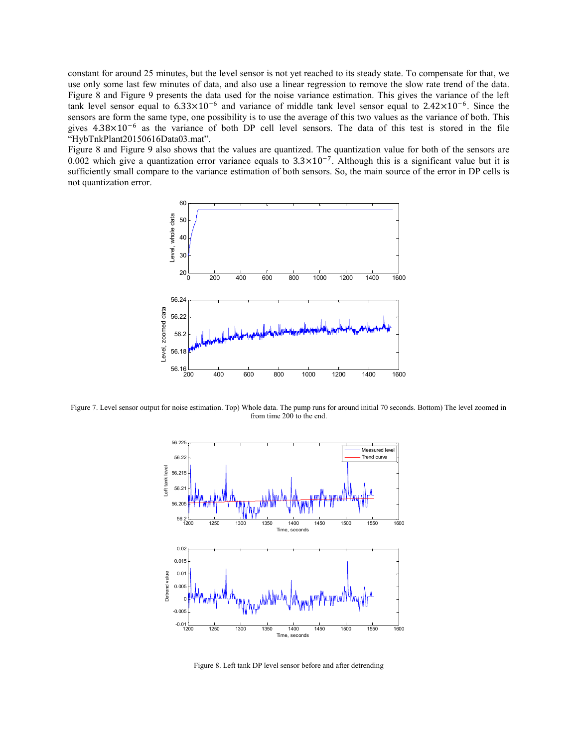constant for around 25 minutes, but the level sensor is not yet reached to its steady state. To compensate for that, we use only some last few minutes of data, and also use a linear regression to remove the slow rate trend of the data. Figure 8 and Figure 9 presents the data used for the noise variance estimation. This gives the variance of the left tank level sensor equal to $6.33\times10^{-6}$ and variance of middle tank level sensor equal to $2.42\times10^{-6}$. Since the sensors are form the same type, one possibility is to use the average of this two values as the variance of both. This gives $4.38\times10^{-6}$ as the variance of both DP cell level sensors. The data of this test is stored in the file "HybTnkPlant20150616Data03.mat".

Figure 8 and Figure 9 also shows that the values are quantized. The quantization value for both of the sensors are 0.002 which give a quantization error variance equals to $3.3\times10^{-7}$. Although this is a significant value but it is sufficiently small compare to the variance estimation of both sensors. So, the main source of the error in DP cells is not quantization error.

Figure 7. Level sensor output for noise estimation. Top) Whole data. The pump runs for around initial 70 seconds. Bottom) The level zoomed in from time 200 to the end.

Figure 8. Left tank DP level sensor before and after detrending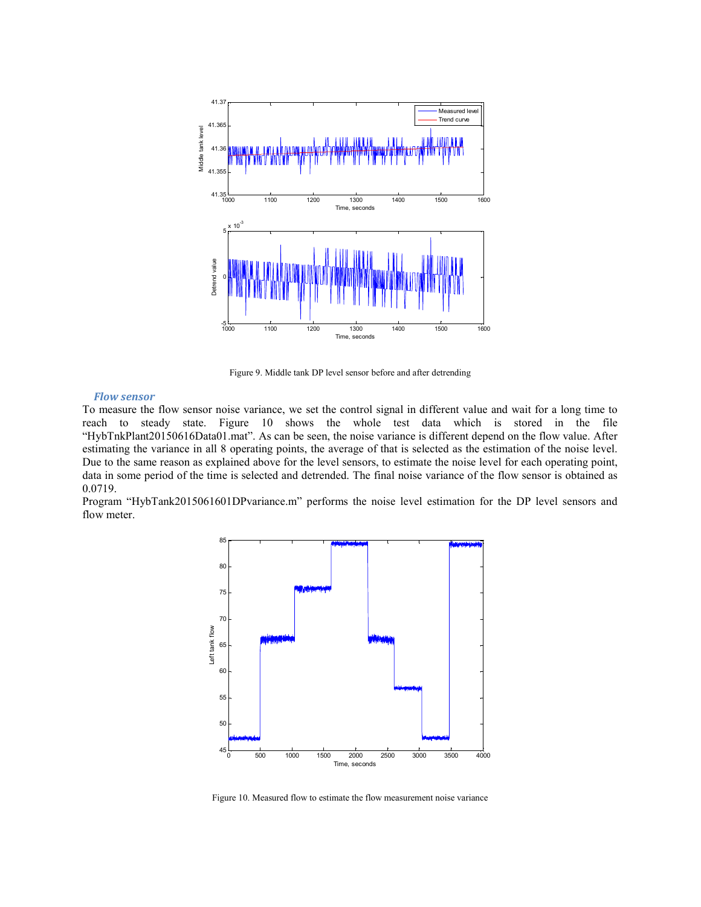Figure 9. Middle tank DP level sensor before and after detrending

### *Flow sensor*

To measure the flow sensor noise variance, we set the control signal in different value and wait for a long time to reach to steady state. Figure 10 shows the whole test data which is stored in the file "HybTnkPlant20150616Data01.mat". As can be seen, the noise variance is different depend on the flow value. After estimating the variance in all 8 operating points, the average of that is selected as the estimation of the noise level. Due to the same reason as explained above for the level sensors, to estimate the noise level for each operating point, data in some period of the time is selected and detrended. The final noise variance of the flow sensor is obtained as 0.0719.

Program "HybTank2015061601DPvariance.m" performs the noise level estimation for the DP level sensors and flow meter.

Figure 10. Measured flow to estimate the flow measurement noise variance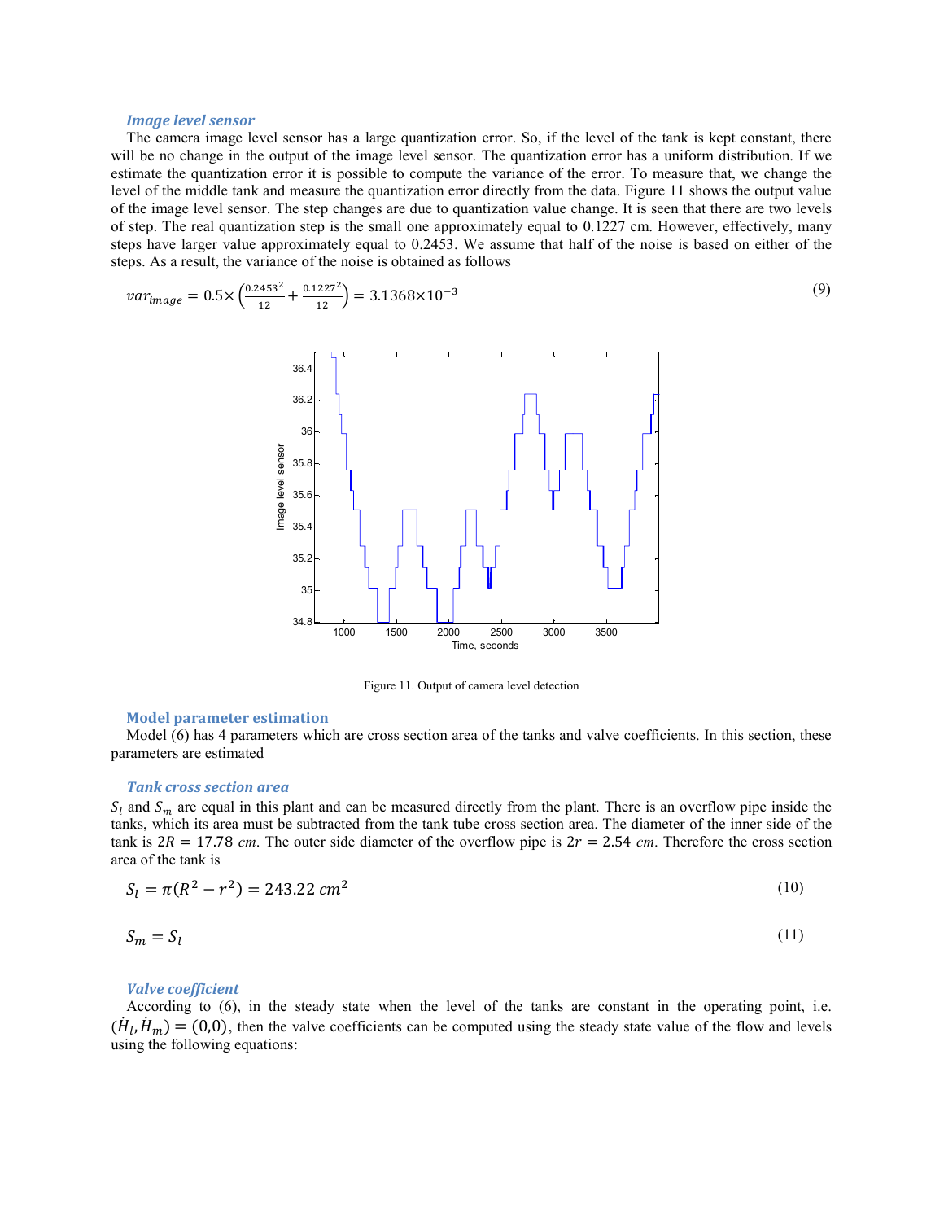### *Image level sensor*

The camera image level sensor has a large quantization error. So, if the level of the tank is kept constant, there will be no change in the output of the image level sensor. The quantization error has a uniform distribution. If we estimate the quantization error it is possible to compute the variance of the error. To measure that, we change the level of the middle tank and measure the quantization error directly from the data. Figure 11 shows the output value of the image level sensor. The step changes are due to quantization value change. It is seen that there are two levels of step. The real quantization step is the small one approximately equal to 0.1227 cm. However, effectively, many steps have larger value approximately equal to 0.2453. We assume that half of the noise is based on either of the steps. As a result, the variance of the noise is obtained as follows

$$var_{image} = 0.5\times\left(\frac{0.2453^2}{12}+\frac{0.1227^2}{12}\right) = 3.1368\times10^{-3} \tag{9}$$

Figure 11. Output of camera level detection

## Model parameter estimation

Model (6) has 4 parameters which are cross section area of the tanks and valve coefficients. In this section, these parameters are estimated

### *Tank cross section area*

$S_l$ and $S_m$ are equal in this plant and can be measured directly from the plant. There is an overflow pipe inside the tanks, which its area must be subtracted from the tank tube cross section area. The diameter of the inner side of the tank is $2R = 17.78\ cm$. The outer side diameter of the overflow pipe is $2r = 2.54\ cm$. Therefore the cross section area of the tank is

$$S_l = \pi(R^2 - r^2) = 243.22\ cm^2 \tag{10}$$

$$S_m = S_l \tag{11}$$

### *Valve coefficient*

According to (6), in the steady state when the level of the tanks are constant in the operating point, i.e. $(\dot{H}_l, \dot{H}_m) = (0,0)$, then the valve coefficients can be computed using the steady state value of the flow and levels using the following equations: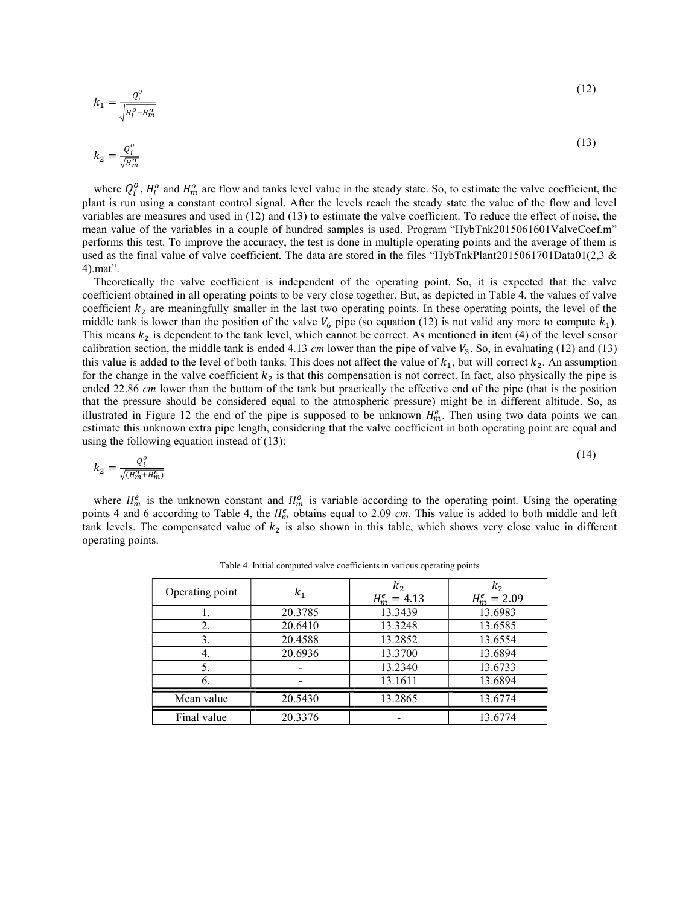$$k_1 = \frac{Q_i^o}{\sqrt{H_l^o - H_m^o}} \tag{12}$$

$$k_2 = \frac{Q_i^o}{\sqrt{H_m^o}} \tag{13}$$

where $Q_i^o$, $H_l^o$ and $H_m^o$ are flow and tanks level value in the steady state. So, to estimate the valve coefficient, the plant is run using a constant control signal. After the levels reach the steady state the value of the flow and level variables are measures and used in (12) and (13) to estimate the valve coefficient. To reduce the effect of noise, the mean value of the variables in a couple of hundred samples is used. Program "HybTnk2015061601ValveCoef.m" performs this test. To improve the accuracy, the test is done in multiple operating points and the average of them is used as the final value of valve coefficient. The data are stored in the files "HybTnkPlant2015061701Data01(2,3 & 4).mat".

Theoretically the valve coefficient is independent of the operating point. So, it is expected that the valve coefficient obtained in all operating points to be very close together. But, as depicted in Table 4, the values of valve coefficient $k_2$ are meaningfully smaller in the last two operating points. In these operating points, the level of the middle tank is lower than the position of the valve $V_6$ pipe (so equation (12) is not valid any more to compute $k_1$). This means $k_2$ is dependent to the tank level, which cannot be correct. As mentioned in item (4) of the level sensor calibration section, the middle tank is ended 4.13 *cm* lower than the pipe of valve $V_3$. So, in evaluating (12) and (13) this value is added to the level of both tanks. This does not affect the value of $k_1$, but will correct $k_2$. An assumption for the change in the valve coefficient $k_2$ is that this compensation is not correct. In fact, also physically the pipe is ended 22.86 *cm* lower than the bottom of the tank but practically the effective end of the pipe (that is the position that the pressure should be considered equal to the atmospheric pressure) might be in different altitude. So, as illustrated in Figure 12 the end of the pipe is supposed to be unknown $H_m^e$. Then using two data points we can estimate this unknown extra pipe length, considering that the valve coefficient in both operating point are equal and using the following equation instead of (13):

$$k_2 = \frac{Q_i^o}{\sqrt{(H_m^o + H_m^e)}} \tag{14}$$

where $H_m^e$ is the unknown constant and $H_m^o$ is variable according to the operating point. Using the operating points 4 and 6 according to Table 4, the $H_m^e$ obtains equal to 2.09 *cm*. This value is added to both middle and left tank levels. The compensated value of $k_2$ is also shown in this table, which shows very close value in different operating points.

Table 4. Initial computed valve coefficients in various operating points

| Operating point | $k_1$ | $k_2$ $H_m^e = 4.13$ | $k_2$ $H_m^e = 2.09$ |
|---|---|---|---|
| 1. | 20.3785 | 13.3439 | 13.6983 |
| 2. | 20.6410 | 13.3248 | 13.6585 |
| 3. | 20.4588 | 13.2852 | 13.6554 |
| 4. | 20.6936 | 13.3700 | 13.6894 |
| 5. | - | 13.2340 | 13.6733 |
| 6. | - | 13.1611 | 13.6894 |
| Mean value | 20.5430 | 13.2865 | 13.6774 |
| Final value | 20.3376 | - | 13.6774 |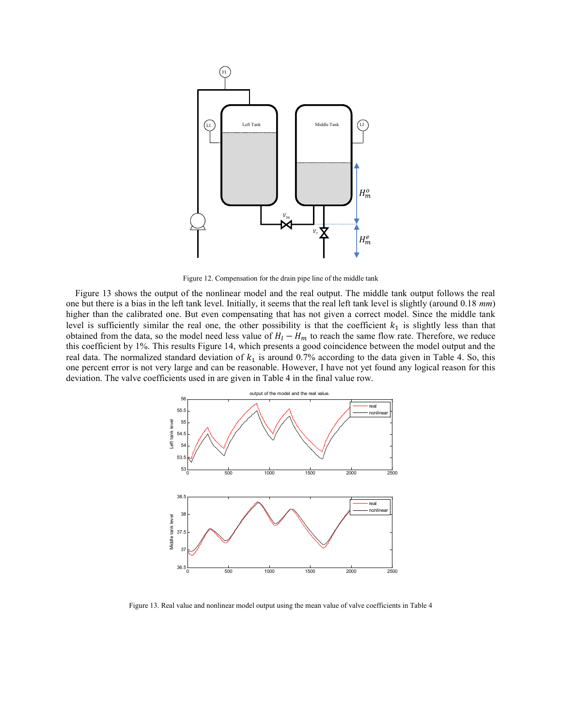Figure 12. Compensation for the drain pipe line of the middle tank

Figure 13 shows the output of the nonlinear model and the real output. The middle tank output follows the real one but there is a bias in the left tank level. Initially, it seems that the real left tank level is slightly (around 0.18 *mm*) higher than the calibrated one. But even compensating that has not given a correct model. Since the middle tank level is sufficiently similar the real one, the other possibility is that the coefficient $k_1$ is slightly less than that obtained from the data, so the model need less value of $H_l - H_m$ to reach the same flow rate. Therefore, we reduce this coefficient by 1%. This results Figure 14, which presents a good coincidence between the model output and the real data. The normalized standard deviation of $k_1$ is around 0.7% according to the data given in Table 4. So, this one percent error is not very large and can be reasonable. However, I have not yet found any logical reason for this deviation. The valve coefficients used in are given in Table 4 in the final value row.

Figure 13. Real value and nonlinear model output using the mean value of valve coefficients in Table 4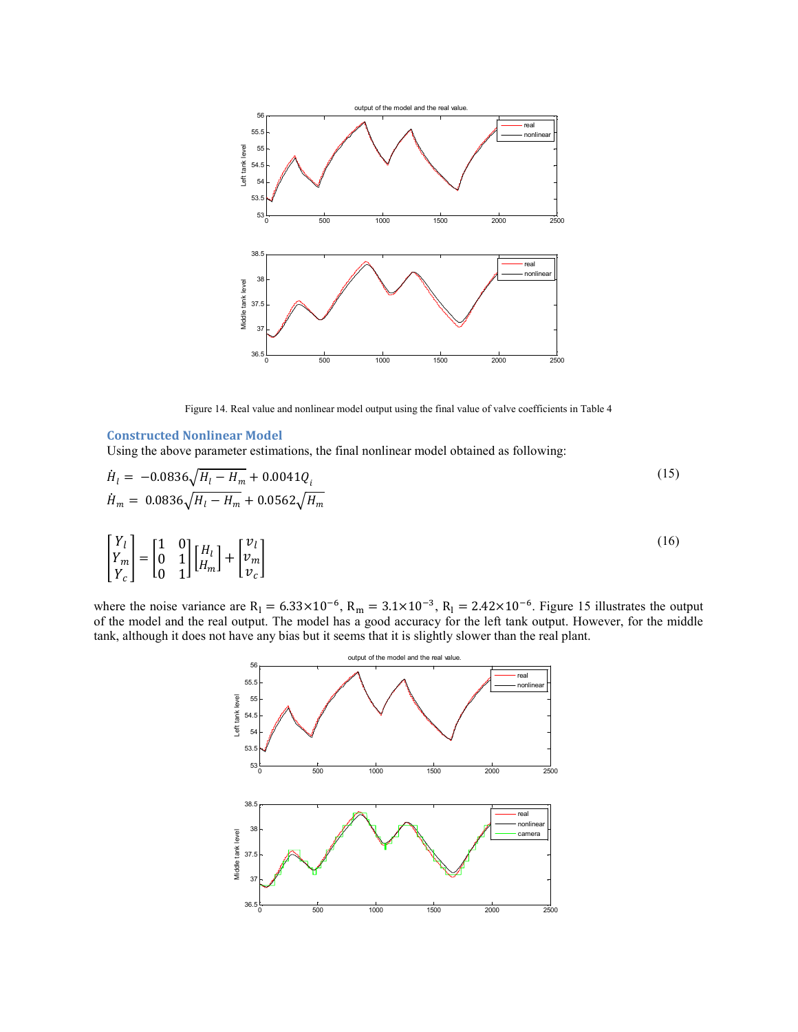Figure 14. Real value and nonlinear model output using the final value of valve coefficients in Table 4

## Constructed Nonlinear Model

Using the above parameter estimations, the final nonlinear model obtained as following:

$$\dot{H}_l = -0.0836\sqrt{H_l - H_m} + 0.0041Q_i$$
$$\dot{H}_m = 0.0836\sqrt{H_l - H_m} + 0.0562\sqrt{H_m} \tag{15}$$

$$\begin{bmatrix} Y_l \\ Y_m \\ Y_c \end{bmatrix} = \begin{bmatrix} 1 & 0 \\ 0 & 1 \\ 0 & 1 \end{bmatrix} \begin{bmatrix} H_l \\ H_m \end{bmatrix} + \begin{bmatrix} v_l \\ v_m \\ v_c \end{bmatrix} \tag{16}$$

where the noise variance are $R_l = 6.33 \times 10^{-6}$, $R_m = 3.1 \times 10^{-3}$, $R_l = 2.42 \times 10^{-6}$. Figure 15 illustrates the output of the model and the real output. The model has a good accuracy for the left tank output. However, for the middle tank, although it does not have any bias but it seems that it is slightly slower than the real plant.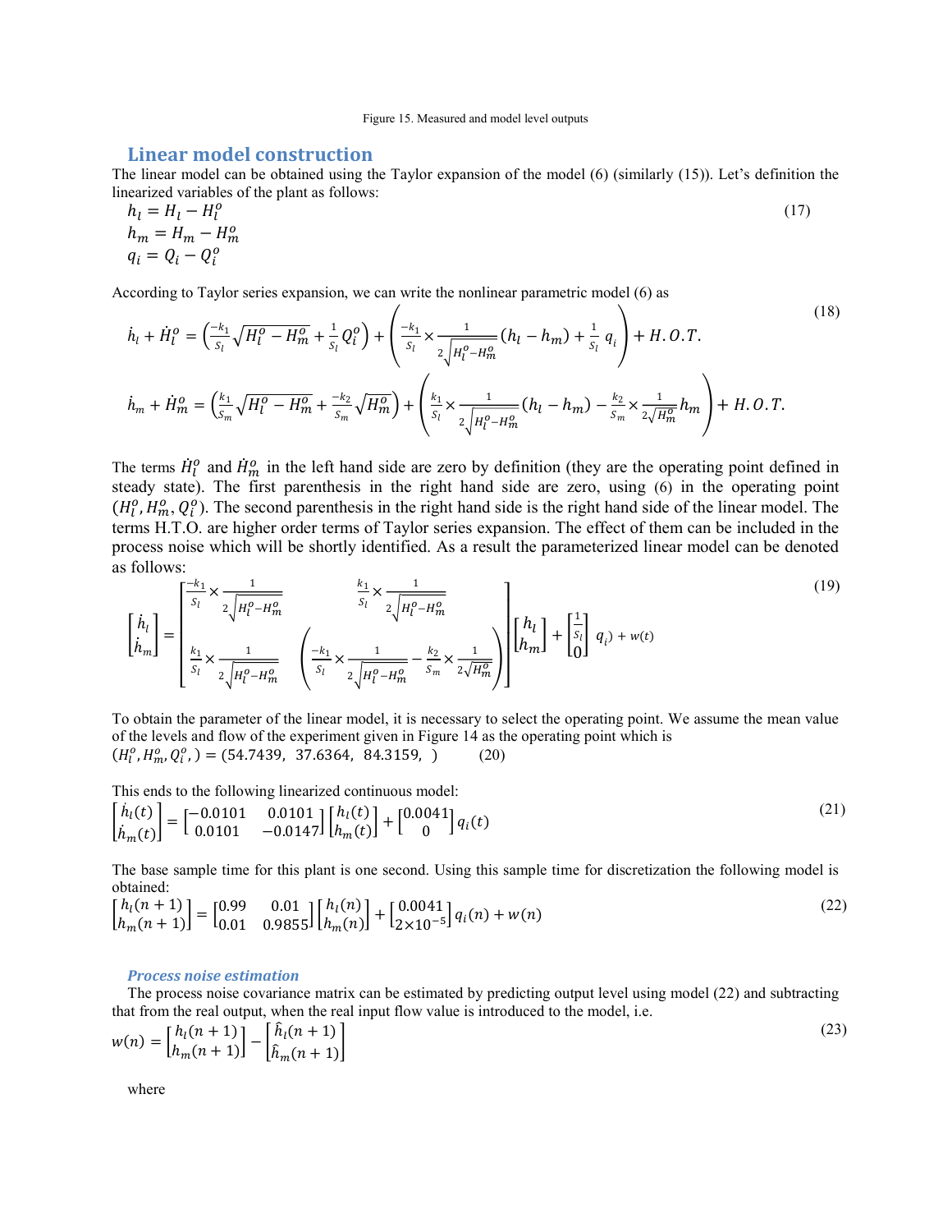Figure 15. Measured and model level outputs

## Linear model construction

The linear model can be obtained using the Taylor expansion of the model (6) (similarly (15)). Let's definition the linearized variables of the plant as follows:

$$h_l = H_l - H_l^o \qquad (17)$$
$$h_m = H_m - H_m^o$$
$$q_i = Q_i - Q_i^o$$

According to Taylor series expansion, we can write the nonlinear parametric model (6) as

$$\dot{h}_l + \dot{H}_l^o = \left(\frac{-k_1}{S_l}\sqrt{H_l^o - H_m^o} + \frac{1}{S_l}Q_i^o\right) + \left(\frac{-k_1}{S_l} \times \frac{1}{2\sqrt{H_l^o - H_m^o}}(h_l - h_m) + \frac{1}{S_l}\,q_i\right) + H.O.T. \qquad (18)$$

$$\dot{h}_m + \dot{H}_m^o = \left(\frac{k_1}{S_m}\sqrt{H_l^o - H_m^o} + \frac{-k_2}{S_m}\sqrt{H_m^o}\right) + \left(\frac{k_1}{S_l} \times \frac{1}{2\sqrt{H_l^o - H_m^o}}(h_l - h_m) - \frac{k_2}{S_m} \times \frac{1}{2\sqrt{H_m^o}}h_m\right) + H.O.T.$$

The terms $\dot{H}_l^o$ and $\dot{H}_m^o$ in the left hand side are zero by definition (they are the operating point defined in steady state). The first parenthesis in the right hand side are zero, using (6) in the operating point $(H_l^o, H_m^o, Q_i^o)$. The second parenthesis in the right hand side is the right hand side of the linear model. The terms H.T.O. are higher order terms of Taylor series expansion. The effect of them can be included in the process noise which will be shortly identified. As a result the parameterized linear model can be denoted as follows:

$$\begin{bmatrix}\dot{h}_l\\ \dot{h}_m\end{bmatrix} = \begin{bmatrix} \frac{-k_1}{S_l} \times \frac{1}{2\sqrt{H_l^o - H_m^o}} & \frac{k_1}{S_l} \times \frac{1}{2\sqrt{H_l^o - H_m^o}} \\ \frac{k_1}{S_l} \times \frac{1}{2\sqrt{H_l^o - H_m^o}} & \left(\frac{-k_1}{S_l} \times \frac{1}{2\sqrt{H_l^o - H_m^o}} - \frac{k_2}{S_m} \times \frac{1}{2\sqrt{H_m^o}}\right)\end{bmatrix}\begin{bmatrix}h_l\\ h_m\end{bmatrix} + \begin{bmatrix}\frac{1}{S_l}\\ 0\end{bmatrix} q_i) + w(t) \qquad (19)$$

To obtain the parameter of the linear model, it is necessary to select the operating point. We assume the mean value of the levels and flow of the experiment given in Figure 14 as the operating point which is

$$(H_l^o, H_m^o, Q_i^o, ) = (54.7439,\ \ 37.6364,\ \ 84.3159,\ \ ) \qquad (20)$$

This ends to the following linearized continuous model:

$$\begin{bmatrix}\dot{h}_l(t)\\ \dot{h}_m(t)\end{bmatrix} = \begin{bmatrix}-0.0101 & 0.0101\\ 0.0101 & -0.0147\end{bmatrix}\begin{bmatrix}h_l(t)\\ h_m(t)\end{bmatrix} + \begin{bmatrix}0.0041\\ 0\end{bmatrix} q_i(t) \qquad (21)$$

The base sample time for this plant is one second. Using this sample time for discretization the following model is obtained:

$$\begin{bmatrix}h_l(n+1)\\ h_m(n+1)\end{bmatrix} = \begin{bmatrix}0.99 & 0.01\\ 0.01 & 0.9855\end{bmatrix}\begin{bmatrix}h_l(n)\\ h_m(n)\end{bmatrix} + \begin{bmatrix}0.0041\\ 2\times10^{-5}\end{bmatrix} q_i(n) + w(n) \qquad (22)$$

### *Process noise estimation*

The process noise covariance matrix can be estimated by predicting output level using model (22) and subtracting that from the real output, when the real input flow value is introduced to the model, i.e.

$$w(n) = \begin{bmatrix}h_l(n+1)\\ h_m(n+1)\end{bmatrix} - \begin{bmatrix}\hat{h}_l(n+1)\\ \hat{h}_m(n+1)\end{bmatrix} \qquad (23)$$

where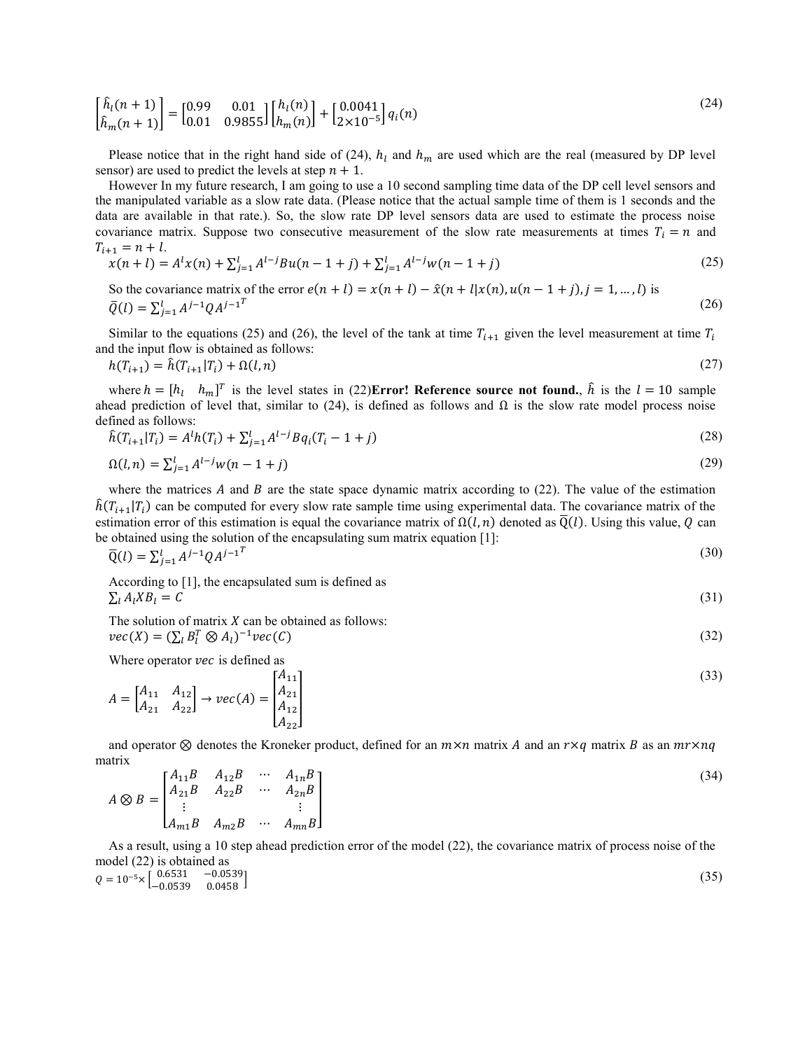$$\begin{bmatrix} \hat{h}_l(n+1) \\ \hat{h}_m(n+1) \end{bmatrix} = \begin{bmatrix} 0.99 & 0.01 \\ 0.01 & 0.9855 \end{bmatrix} \begin{bmatrix} h_l(n) \\ h_m(n) \end{bmatrix} + \begin{bmatrix} 0.0041 \\ 2\times10^{-5} \end{bmatrix} q_i(n) \tag{24}$$

Please notice that in the right hand side of (24), $h_l$ and $h_m$ are used which are the real (measured by DP level sensor) are used to predict the levels at step $n+1$.

However In my future research, I am going to use a 10 second sampling time data of the DP cell level sensors and the manipulated variable as a slow rate data. (Please notice that the actual sample time of them is 1 seconds and the data are available in that rate.). So, the slow rate DP level sensors data are used to estimate the process noise covariance matrix. Suppose two consecutive measurement of the slow rate measurements at times $T_i = n$ and $T_{i+1} = n + l$.

$$x(n+l) = A^l x(n) + \sum_{j=1}^{l} A^{l-j} B u(n-1+j) + \sum_{j=1}^{l} A^{l-j} w(n-1+j) \tag{25}$$

So the covariance matrix of the error $e(n+l) = x(n+l) - \hat{x}(n+l|x(n), u(n-1+j), j = 1, \dots, l)$ is

$$\bar{Q}(l) = \sum_{j=1}^{l} A^{j-1} Q A^{j-1^T} \tag{26}$$

Similar to the equations (25) and (26), the level of the tank at time $T_{i+1}$ given the level measurement at time $T_i$ and the input flow is obtained as follows:

$$h(T_{i+1}) = \hat{h}(T_{i+1}|T_i) + \Omega(l, n) \tag{27}$$

where $h = [h_l \quad h_m]^T$ is the level states in (22)**Error! Reference source not found.**, $\hat{h}$ is the $l = 10$ sample ahead prediction of level that, similar to (24), is defined as follows and $\Omega$ is the slow rate model process noise defined as follows:

$$\hat{h}(T_{i+1}|T_i) = A^l h(T_i) + \sum_{j=1}^{l} A^{l-j} B q_i(T_i - 1 + j) \tag{28}$$

$$\Omega(l, n) = \sum_{j=1}^{l} A^{l-j} w(n-1+j) \tag{29}$$

where the matrices $A$ and $B$ are the state space dynamic matrix according to (22). The value of the estimation $\hat{h}(T_{i+1}|T_i)$ can be computed for every slow rate sample time using experimental data. The covariance matrix of the estimation error of this estimation is equal the covariance matrix of $\Omega(l, n)$ denoted as $\bar{Q}(l)$. Using this value, $Q$ can be obtained using the solution of the encapsulating sum matrix equation [1]:

$$\bar{Q}(l) = \sum_{j=1}^{l} A^{j-1} Q A^{j-1^T} \tag{30}$$

According to [1], the encapsulated sum is defined as

$$\sum_l A_l X B_l = C \tag{31}$$

The solution of matrix $X$ can be obtained as follows:

$$vec(X) = (\sum_l B_l^T \otimes A_l)^{-1} vec(C) \tag{32}$$

Where operator $vec$ is defined as

$$A = \begin{bmatrix} A_{11} & A_{12} \\ A_{21} & A_{22} \end{bmatrix} \rightarrow vec(A) = \begin{bmatrix} A_{11} \\ A_{21} \\ A_{12} \\ A_{22} \end{bmatrix} \tag{33}$$

and operator $\otimes$ denotes the Kroneker product, defined for an $m\times n$ matrix $A$ and an $r\times q$ matrix $B$ as an $mr\times nq$ matrix

$$A \otimes B = \begin{bmatrix} A_{11}B & A_{12}B & \cdots & A_{1n}B \\ A_{21}B & A_{22}B & \cdots & A_{2n}B \\ \vdots & & & \vdots \\ A_{m1}B & A_{m2}B & \cdots & A_{mn}B \end{bmatrix} \tag{34}$$

As a result, using a 10 step ahead prediction error of the model (22), the covariance matrix of process noise of the model (22) is obtained as

$$Q = 10^{-5} \times \begin{bmatrix} 0.6531 & -0.0539 \\ -0.0539 & 0.0458 \end{bmatrix} \tag{35}$$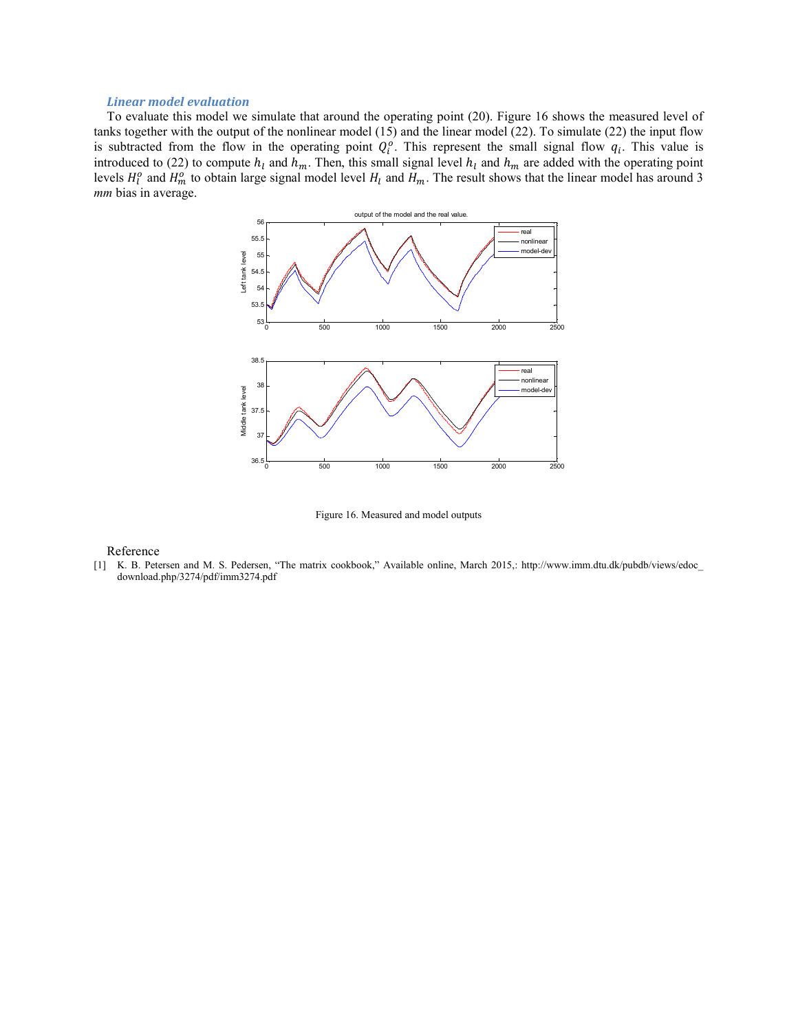### *Linear model evaluation*

To evaluate this model we simulate that around the operating point (20). Figure 16 shows the measured level of tanks together with the output of the nonlinear model (15) and the linear model (22). To simulate (22) the input flow is subtracted from the flow in the operating point $Q_i^o$. This represent the small signal flow $q_i$. This value is introduced to (22) to compute $h_l$ and $h_m$. Then, this small signal level $h_l$ and $h_m$ are added with the operating point levels $H_l^o$ and $H_m^o$ to obtain large signal model level $H_l$ and $H_m$. The result shows that the linear model has around 3 *mm* bias in average.

output of the model and the real value.

Left tank level

56
55.5
55
54.5
54
53.5
53

0 500 1000 1500 2000 2500

real
nonlinear
model-dev

Middle tank level

38.5
38
37.5
37
36.5

0 500 1000 1500 2000 2500

real
nonlinear
model-dev

Figure 16. Measured and model outputs

Reference

[1] K. B. Petersen and M. S. Pedersen, "The matrix cookbook," Available online, March 2015,: http://www.imm.dtu.dk/pubdb/views/edoc_download.php/3274/pdf/imm3274.pdf